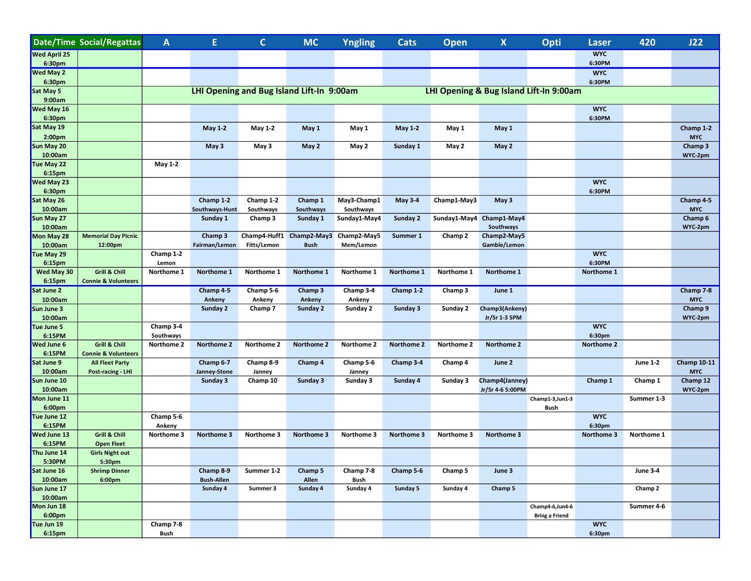| Date/Time | Social/Regattas | A | E | C | MC | Yngling | Cats | Open | X | Opti | Laser | 420 | J22 |
|---|---|---|---|---|---|---|---|---|---|---|---|---|---|
| Wed April 25 6:30pm | | | | | | | | | | | WYC 6:30PM | | |
| Wed May 2 6:30pm | | | | | | | | | | | WYC 6:30PM | | |
| Sat May 5 9:00am | | | LHI Opening and Bug Island Lift-In 9:00am | | | | | LHI Opening & Bug Island Lift-In 9:00am | | | | | |
| Wed May 16 6:30pm | | | | | | | | | | | WYC 6:30PM | | |
| Sat May 19 2:00pm | | | May 1-2 | May 1-2 | May 1 | May 1 | May 1-2 | May 1 | May 1 | | | | Champ 1-2 MYC |
| Sun May 20 10:00am | | | May 3 | May 3 | May 2 | May 2 | Sunday 1 | May 2 | May 2 | | | | Champ 3 WYC-2pm |
| Tue May 22 6:15pm | | May 1-2 | | | | | | | | | | | |
| Wed May 23 6:30pm | | | | | | | | | | | WYC 6:30PM | | |
| Sat May 26 10:00am | | | Champ 1-2 Southways-Hunt | Champ 1-2 Southways | Champ 1 Southways | May3-Champ1 Southways | May 3-4 | Champ1-May3 | May 3 | | | | Champ 4-5 MYC |
| Sun May 27 10:00am | | | Sunday 1 | Champ 3 | Sunday 1 | Sunday1-May4 | Sunday 2 | Sunday1-May4 | Champ1-May4 Southways | | | | Champ 6 WYC-2pm |
| Mon May 28 10:00am | Memorial Day Picnic 12:00pm | | Champ 3 Fairman/Lemon | Champ4-Huff1 Fitts/Lemon | Champ2-May3 Bush | Champ2-May5 Mem/Lemon | Summer 1 | Champ 2 | Champ2-May5 Gamble/Lemon | | | | |
| Tue May 29 6:15pm | | Champ 1-2 Lemon | | | | | | | | | WYC 6:30PM | | |
| Wed May 30 6:15pm | Grill & Chill Connie & Volunteers | Northome 1 | Northome 1 | Northome 1 | Northome 1 | Northome 1 | Northome 1 | Northome 1 | Northome 1 | | Northome 1 | | |
| Sat June 2 10:00am | | | Champ 4-5 Ankeny | Champ 5-6 Ankeny | Champ 3 Ankeny | Champ 3-4 Ankeny | Champ 1-2 | Champ 3 | June 1 | | | | Champ 7-8 MYC |
| Sun June 3 10:00am | | | Sunday 2 | Champ 7 | Sunday 2 | Sunday 2 | Sunday 3 | Sunday 2 | Champ3(Ankeny) Jr/Sr 1-3 5PM | | | | Champ 9 WYC-2pm |
| Tue June 5 6:15PM | | Champ 3-4 Southways | | | | | | | | | WYC 6:30pm | | |
| Wed June 6 6:15PM | Grill & Chill Connie & Volunteers | Northome 2 | Northome 2 | Northome 2 | Northome 2 | Northome 2 | Northome 2 | Northome 2 | Northome 2 | | Northome 2 | | |
| Sat June 9 10:00am | All Fleet Party Post-racing - LHI | | Champ 6-7 Janney-Stone | Champ 8-9 Janney | Champ 4 | Champ 5-6 Janney | Champ 3-4 | Champ 4 | June 2 | | | June 1-2 | Champ 10-11 MYC |
| Sun June 10 10:00am | | | Sunday 3 | Champ 10 | Sunday 3 | Sunday 3 | Sunday 4 | Sunday 3 | Champ4(Janney) Jr/Sr 4-6 5:00PM | | Champ 1 | Champ 1 | Champ 12 WYC-2pm |
| Mon June 11 6:00pm | | | | | | | | | | Champ1-3,Jun1-3 Bush | | Summer 1-3 | |
| Tue June 12 6:15PM | | Champ 5-6 Ankeny | | | | | | | | | WYC 6:30pm | | |
| Wed June 13 6:15PM | Grill & Chill Open Fleet | Northome 3 | Northome 3 | Northome 3 | Northome 3 | Northome 3 | Northome 3 | Northome 3 | Northome 3 | | Northome 3 | Northome 1 | |
| Thu June 14 5:30PM | Girls Night out 5:30pm | | | | | | | | | | | | |
| Sat June 16 10:00am | Shrimp Dinner 6:00pm | | Champ 8-9 Bush-Allen | Summer 1-2 | Champ 5 Allen | Champ 7-8 Bush | Champ 5-6 | Champ 5 | June 3 | | | June 3-4 | |
| Sun June 17 10:00am | | | Sunday 4 | Summer 3 | Sunday 4 | Sunday 4 | Sunday 5 | Sunday 4 | Champ 5 | | | Champ 2 | |
| Mon Jun 18 6:00pm | | | | | | | | | | Champ4-6,Jun4-6 Bring a Friend | | Summer 4-6 | |
| Tue Jun 19 6:15pm | | Champ 7-8 Bush | | | | | | | | | WYC 6:30pm | | |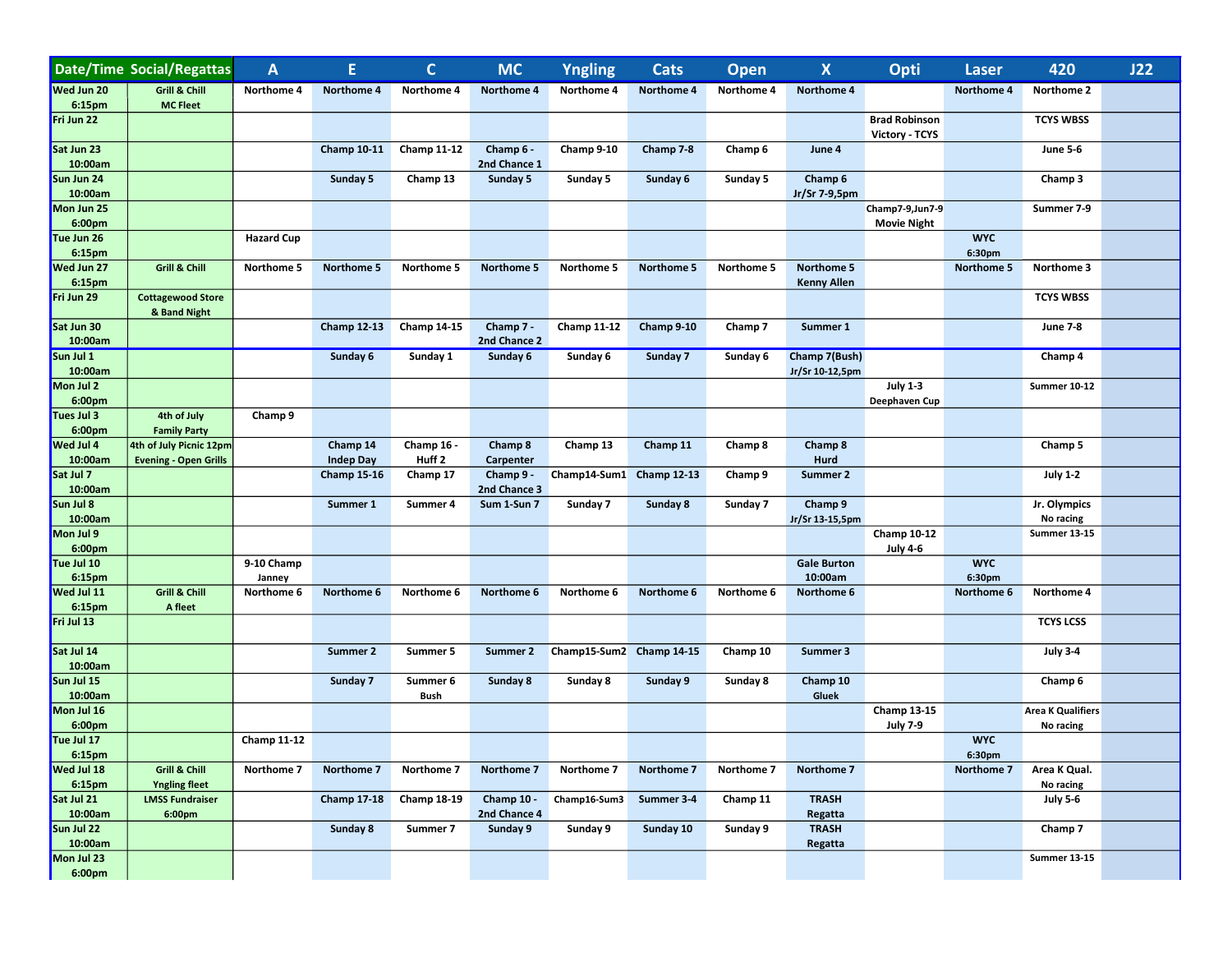| Date/Time | Social/Regattas | A | E | C | MC | Yngling | Cats | Open | X | Opti | Laser | 420 | J22 |
|---|---|---|---|---|---|---|---|---|---|---|---|---|---|
| Wed Jun 20 6:15pm | Grill & Chill MC Fleet | Northome 4 | Northome 4 | Northome 4 | Northome 4 | Northome 4 | Northome 4 | Northome 4 | Northome 4 | | Northome 4 | Northome 2 | |
| Fri Jun 22 | | | | | | | | | | Brad Robinson Victory - TCYS | | TCYS WBSS | |
| Sat Jun 23 10:00am | | | Champ 10-11 | Champ 11-12 | Champ 6 - 2nd Chance 1 | Champ 9-10 | Champ 7-8 | Champ 6 | June 4 | | | June 5-6 | |
| Sun Jun 24 10:00am | | | Sunday 5 | Champ 13 | Sunday 5 | Sunday 5 | Sunday 6 | Sunday 5 | Champ 6 Jr/Sr 7-9,5pm | | | Champ 3 | |
| Mon Jun 25 6:00pm | | | | | | | | | | Champ7-9,Jun7-9 Movie Night | | Summer 7-9 | |
| Tue Jun 26 6:15pm | | Hazard Cup | | | | | | | | | WYC 6:30pm | | |
| Wed Jun 27 6:15pm | Grill & Chill | Northome 5 | Northome 5 | Northome 5 | Northome 5 | Northome 5 | Northome 5 | Northome 5 | Northome 5 Kenny Allen | | Northome 5 | Northome 3 | |
| Fri Jun 29 | Cottagewood Store & Band Night | | | | | | | | | | | TCYS WBSS | |
| Sat Jun 30 10:00am | | | Champ 12-13 | Champ 14-15 | Champ 7 - 2nd Chance 2 | Champ 11-12 | Champ 9-10 | Champ 7 | Summer 1 | | | June 7-8 | |
| Sun Jul 1 10:00am | | | Sunday 6 | Sunday 1 | Sunday 6 | Sunday 6 | Sunday 7 | Sunday 6 | Champ 7(Bush) Jr/Sr 10-12,5pm | | | Champ 4 | |
| Mon Jul 2 6:00pm | | | | | | | | | | July 1-3 Deephaven Cup | | Summer 10-12 | |
| Tues Jul 3 6:00pm | 4th of July Family Party | Champ 9 | | | | | | | | | | | |
| Wed Jul 4 10:00am | 4th of July Picnic 12pm Evening - Open Grills | | Champ 14 Indep Day | Champ 16 - Huff 2 | Champ 8 Carpenter | Champ 13 | Champ 11 | Champ 8 | Champ 8 Hurd | | | Champ 5 | |
| Sat Jul 7 10:00am | | | Champ 15-16 | Champ 17 | Champ 9 - 2nd Chance 3 | Champ14-Sum1 | Champ 12-13 | Champ 9 | Summer 2 | | | July 1-2 | |
| Sun Jul 8 10:00am | | | Summer 1 | Summer 4 | Sum 1-Sun 7 | Sunday 7 | Sunday 8 | Sunday 7 | Champ 9 Jr/Sr 13-15,5pm | | | Jr. Olympics No racing | |
| Mon Jul 9 6:00pm | | | | | | | | | | Champ 10-12 July 4-6 | | Summer 13-15 | |
| Tue Jul 10 6:15pm | | 9-10 Champ Janney | | | | | | | Gale Burton 10:00am | | WYC 6:30pm | | |
| Wed Jul 11 6:15pm | Grill & Chill A fleet | Northome 6 | Northome 6 | Northome 6 | Northome 6 | Northome 6 | Northome 6 | Northome 6 | Northome 6 | | Northome 6 | Northome 4 | |
| Fri Jul 13 | | | | | | | | | | | | TCYS LCSS | |
| Sat Jul 14 10:00am | | | Summer 2 | Summer 5 | Summer 2 | Champ15-Sum2 | Champ 14-15 | Champ 10 | Summer 3 | | | July 3-4 | |
| Sun Jul 15 10:00am | | | Sunday 7 | Summer 6 Bush | Sunday 8 | Sunday 8 | Sunday 9 | Sunday 8 | Champ 10 Gluek | | | Champ 6 | |
| Mon Jul 16 6:00pm | | | | | | | | | | Champ 13-15 July 7-9 | | Area K Qualifiers No racing | |
| Tue Jul 17 6:15pm | | Champ 11-12 | | | | | | | | | WYC 6:30pm | | |
| Wed Jul 18 6:15pm | Grill & Chill Yngling fleet | Northome 7 | Northome 7 | Northome 7 | Northome 7 | Northome 7 | Northome 7 | Northome 7 | Northome 7 | | Northome 7 | Area K Qual. No racing | |
| Sat Jul 21 10:00am | LMSS Fundraiser 6:00pm | | Champ 17-18 | Champ 18-19 | Champ 10 - 2nd Chance 4 | Champ16-Sum3 | Summer 3-4 | Champ 11 | TRASH Regatta | | | July 5-6 | |
| Sun Jul 22 10:00am | | | Sunday 8 | Summer 7 | Sunday 9 | Sunday 9 | Sunday 10 | Sunday 9 | TRASH Regatta | | | Champ 7 | |
| Mon Jul 23 6:00pm | | | | | | | | | | | | Summer 13-15 | |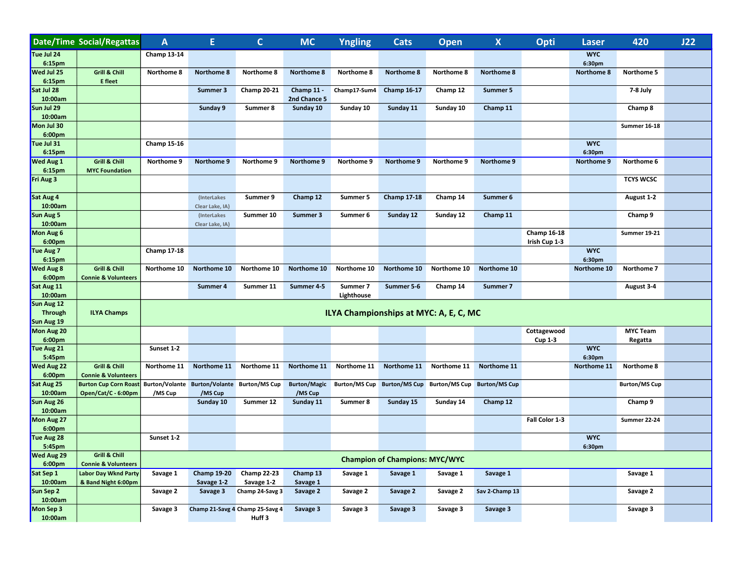| Date/Time | Social/Regattas | A | E | C | MC | Yngling | Cats | Open | X | Opti | Laser | 420 | J22 |
|---|---|---|---|---|---|---|---|---|---|---|---|---|---|
| Tue Jul 24 6:15pm | | Champ 13-14 | | | | | | | | | WYC 6:30pm | | |
| Wed Jul 25 6:15pm | Grill & Chill E fleet | Northome 8 | Northome 8 | Northome 8 | Northome 8 | Northome 8 | Northome 8 | Northome 8 | Northome 8 | | Northome 8 | Northome 5 | |
| Sat Jul 28 10:00am | | | Summer 3 | Champ 20-21 | Champ 11 - 2nd Chance 5 | Champ17-Sum4 | Champ 16-17 | Champ 12 | Summer 5 | | | 7-8 July | |
| Sun Jul 29 10:00am | | | Sunday 9 | Summer 8 | Sunday 10 | Sunday 10 | Sunday 11 | Sunday 10 | Champ 11 | | | Champ 8 | |
| Mon Jul 30 6:00pm | | | | | | | | | | | | Summer 16-18 | |
| Tue Jul 31 6:15pm | | Champ 15-16 | | | | | | | | | WYC 6:30pm | | |
| Wed Aug 1 6:15pm | Grill & Chill MYC Foundation | Northome 9 | Northome 9 | Northome 9 | Northome 9 | Northome 9 | Northome 9 | Northome 9 | Northome 9 | | Northome 9 | Northome 6 | |
| Fri Aug 3 | | | | | | | | | | | | TCYS WCSC | |
| Sat Aug 4 10:00am | | | (InterLakes Clear Lake, IA) | Summer 9 | Champ 12 | Summer 5 | Champ 17-18 | Champ 14 | Summer 6 | | | August 1-2 | |
| Sun Aug 5 10:00am | | | (InterLakes Clear Lake, IA) | Summer 10 | Summer 3 | Summer 6 | Sunday 12 | Sunday 12 | Champ 11 | | | Champ 9 | |
| Mon Aug 6 6:00pm | | | | | | | | | | Champ 16-18 Irish Cup 1-3 | | Summer 19-21 | |
| Tue Aug 7 6:15pm | | Champ 17-18 | | | | | | | | | WYC 6:30pm | | |
| Wed Aug 8 6:00pm | Grill & Chill Connie & Volunteers | Northome 10 | Northome 10 | Northome 10 | Northome 10 | Northome 10 | Northome 10 | Northome 10 | Northome 10 | | Northome 10 | Northome 7 | |
| Sat Aug 11 10:00am | | | Summer 4 | Summer 11 | Summer 4-5 | Summer 7 Lighthouse | Summer 5-6 | Champ 14 | Summer 7 | | | August 3-4 | |
| Sun Aug 12 Through Sun Aug 19 | ILYA Champs | ILYA Championships at MYC: A, E, C, MC | | | | | | | | | | | |
| Mon Aug 20 6:00pm | | | | | | | | | | Cottagewood Cup 1-3 | | MYC Team Regatta | |
| Tue Aug 21 5:45pm | | Sunset 1-2 | | | | | | | | | WYC 6:30pm | | |
| Wed Aug 22 6:00pm | Grill & Chill Connie & Volunteers | Northome 11 | Northome 11 | Northome 11 | Northome 11 | Northome 11 | Northome 11 | Northome 11 | Northome 11 | | Northome 11 | Northome 8 | |
| Sat Aug 25 10:00am | Burton Cup Corn Roast Open/Cat/C - 6:00pm | Burton/Volante /MS Cup | Burton/Volante /MS Cup | Burton/MS Cup | Burton/Magic /MS Cup | Burton/MS Cup | Burton/MS Cup | Burton/MS Cup | Burton/MS Cup | | | Burton/MS Cup | |
| Sun Aug 26 10:00am | | | Sunday 10 | Summer 12 | Sunday 11 | Summer 8 | Sunday 15 | Sunday 14 | Champ 12 | | | Champ 9 | |
| Mon Aug 27 6:00pm | | | | | | | | | | Fall Color 1-3 | | Summer 22-24 | |
| Tue Aug 28 5:45pm | | Sunset 1-2 | | | | | | | | | WYC 6:30pm | | |
| Wed Aug 29 6:00pm | Grill & Chill Connie & Volunteers | Champion of Champions: MYC/WYC | | | | | | | | | | | |
| Sat Sep 1 10:00am | Labor Day Wknd Party & Band Night 6:00pm | Savage 1 | Champ 19-20 Savage 1-2 | Champ 22-23 Savage 1-2 | Champ 13 Savage 1 | Savage 1 | Savage 1 | Savage 1 | Savage 1 | | | Savage 1 | |
| Sun Sep 2 10:00am | | Savage 2 | Savage 3 | Champ 24-Savg 3 | Savage 2 | Savage 2 | Savage 2 | Savage 2 | Sav 2-Champ 13 | | | Savage 2 | |
| Mon Sep 3 10:00am | | Savage 3 | Champ 21-Savg 4 | Champ 25-Savg 4 Huff 3 | Savage 3 | Savage 3 | Savage 3 | Savage 3 | Savage 3 | | | Savage 3 | |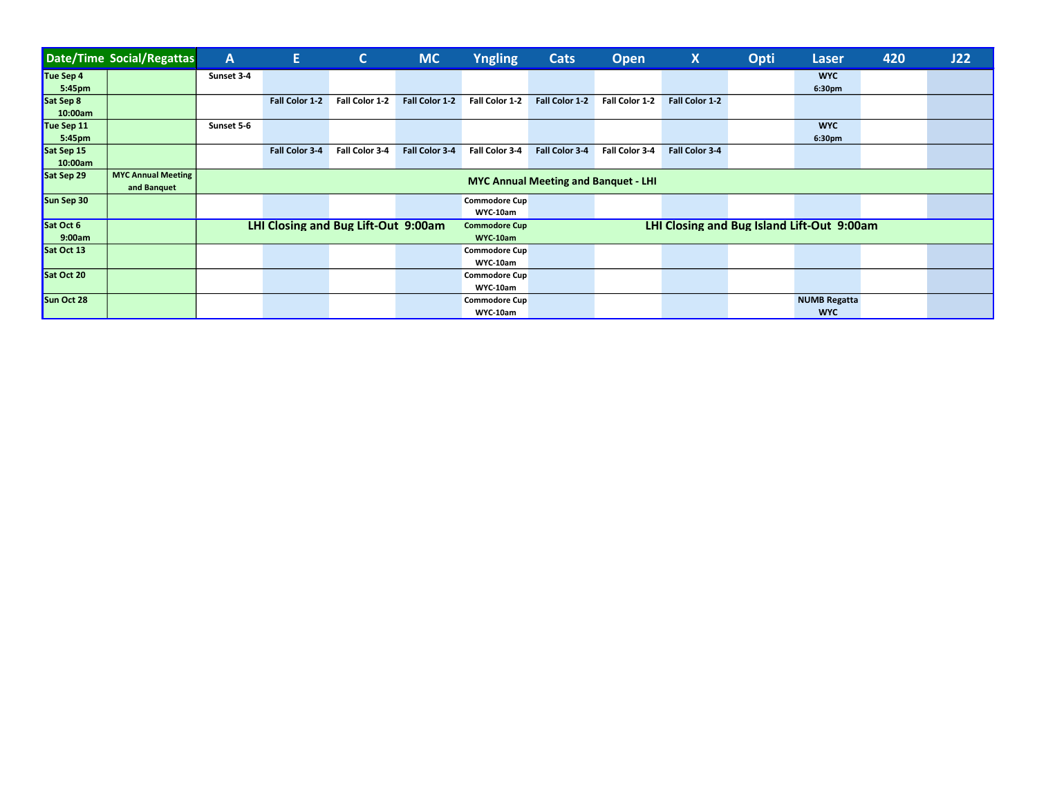| Date/Time | Social/Regattas | A | E | C | MC | Yngling | Cats | Open | X | Opti | Laser | 420 | J22 |
|---|---|---|---|---|---|---|---|---|---|---|---|---|---|
| Tue Sep 4 5:45pm | | Sunset 3-4 | | | | | | | | | WYC 6:30pm | | |
| Sat Sep 8 10:00am | | | Fall Color 1-2 | Fall Color 1-2 | Fall Color 1-2 | Fall Color 1-2 | Fall Color 1-2 | Fall Color 1-2 | Fall Color 1-2 | | | | |
| Tue Sep 11 5:45pm | | Sunset 5-6 | | | | | | | | | WYC 6:30pm | | |
| Sat Sep 15 10:00am | | | Fall Color 3-4 | Fall Color 3-4 | Fall Color 3-4 | Fall Color 3-4 | Fall Color 3-4 | Fall Color 3-4 | Fall Color 3-4 | | | | |
| Sat Sep 29 | MYC Annual Meeting and Banquet | MYC Annual Meeting and Banquet - LHI | | | | | | | | | | | |
| Sun Sep 30 | | | | | | Commodore Cup WYC-10am | | | | | | | |
| Sat Oct 6 9:00am | | LHI Closing and Bug Lift-Out 9:00am | | | | Commodore Cup WYC-10am | LHI Closing and Bug Island Lift-Out 9:00am | | | | | | |
| Sat Oct 13 | | | | | | Commodore Cup WYC-10am | | | | | | | |
| Sat Oct 20 | | | | | | Commodore Cup WYC-10am | | | | | | | |
| Sun Oct 28 | | | | | | Commodore Cup WYC-10am | | | | | NUMB Regatta WYC | | |